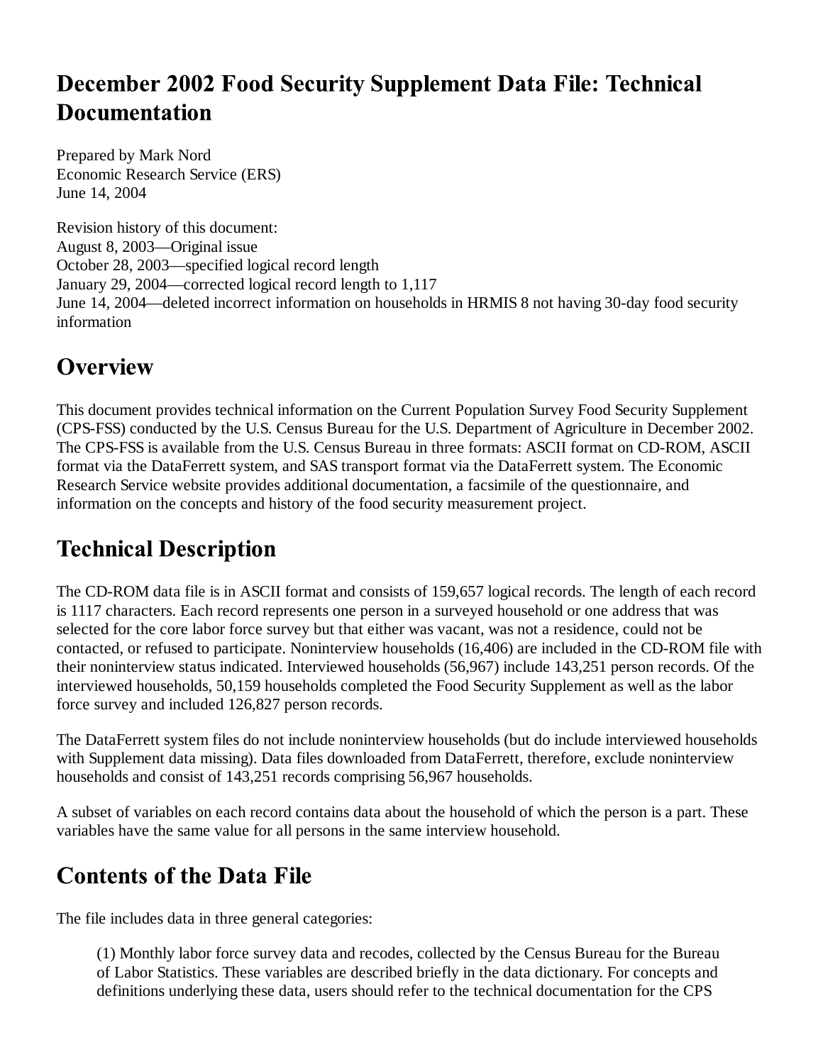# December 2002 Food Security Supplement Data File: Technical Documentation

Prepared by Mark Nord
Economic Research Service (ERS)
June 14, 2004

Revision history of this document:
August 8, 2003—Original issue
October 28, 2003—specified logical record length
January 29, 2004—corrected logical record length to 1,117
June 14, 2004—deleted incorrect information on households in HRMIS 8 not having 30-day food security information

## Overview

This document provides technical information on the Current Population Survey Food Security Supplement (CPS-FSS) conducted by the U.S. Census Bureau for the U.S. Department of Agriculture in December 2002. The CPS-FSS is available from the U.S. Census Bureau in three formats: ASCII format on CD-ROM, ASCII format via the DataFerrett system, and SAS transport format via the DataFerrett system. The Economic Research Service website provides additional documentation, a facsimile of the questionnaire, and information on the concepts and history of the food security measurement project.

## Technical Description

The CD-ROM data file is in ASCII format and consists of 159,657 logical records. The length of each record is 1117 characters. Each record represents one person in a surveyed household or one address that was selected for the core labor force survey but that either was vacant, was not a residence, could not be contacted, or refused to participate. Noninterview households (16,406) are included in the CD-ROM file with their noninterview status indicated. Interviewed households (56,967) include 143,251 person records. Of the interviewed households, 50,159 households completed the Food Security Supplement as well as the labor force survey and included 126,827 person records.

The DataFerrett system files do not include noninterview households (but do include interviewed households with Supplement data missing). Data files downloaded from DataFerrett, therefore, exclude noninterview households and consist of 143,251 records comprising 56,967 households.

A subset of variables on each record contains data about the household of which the person is a part. These variables have the same value for all persons in the same interview household.

## Contents of the Data File

The file includes data in three general categories:

> (1) Monthly labor force survey data and recodes, collected by the Census Bureau for the Bureau of Labor Statistics. These variables are described briefly in the data dictionary. For concepts and definitions underlying these data, users should refer to the technical documentation for the CPS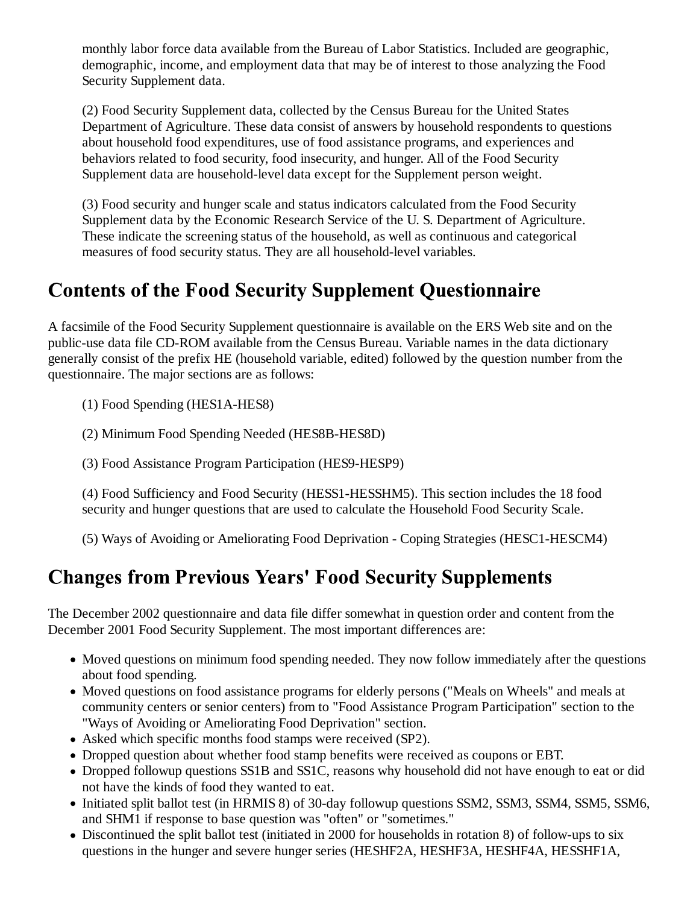monthly labor force data available from the Bureau of Labor Statistics. Included are geographic, demographic, income, and employment data that may be of interest to those analyzing the Food Security Supplement data.

(2) Food Security Supplement data, collected by the Census Bureau for the United States Department of Agriculture. These data consist of answers by household respondents to questions about household food expenditures, use of food assistance programs, and experiences and behaviors related to food security, food insecurity, and hunger. All of the Food Security Supplement data are household-level data except for the Supplement person weight.

(3) Food security and hunger scale and status indicators calculated from the Food Security Supplement data by the Economic Research Service of the U. S. Department of Agriculture. These indicate the screening status of the household, as well as continuous and categorical measures of food security status. They are all household-level variables.

## Contents of the Food Security Supplement Questionnaire

A facsimile of the Food Security Supplement questionnaire is available on the ERS Web site and on the public-use data file CD-ROM available from the Census Bureau. Variable names in the data dictionary generally consist of the prefix HE (household variable, edited) followed by the question number from the questionnaire. The major sections are as follows:

(1) Food Spending (HES1A-HES8)

(2) Minimum Food Spending Needed (HES8B-HES8D)

(3) Food Assistance Program Participation (HES9-HESP9)

(4) Food Sufficiency and Food Security (HESS1-HESSHM5). This section includes the 18 food security and hunger questions that are used to calculate the Household Food Security Scale.

(5) Ways of Avoiding or Ameliorating Food Deprivation - Coping Strategies (HESC1-HESCM4)

## Changes from Previous Years' Food Security Supplements

The December 2002 questionnaire and data file differ somewhat in question order and content from the December 2001 Food Security Supplement. The most important differences are:

- Moved questions on minimum food spending needed. They now follow immediately after the questions about food spending.
- Moved questions on food assistance programs for elderly persons ("Meals on Wheels" and meals at community centers or senior centers) from to "Food Assistance Program Participation" section to the "Ways of Avoiding or Ameliorating Food Deprivation" section.
- Asked which specific months food stamps were received (SP2).
- Dropped question about whether food stamp benefits were received as coupons or EBT.
- Dropped followup questions SS1B and SS1C, reasons why household did not have enough to eat or did not have the kinds of food they wanted to eat.
- Initiated split ballot test (in HRMIS 8) of 30-day followup questions SSM2, SSM3, SSM4, SSM5, SSM6, and SHM1 if response to base question was "often" or "sometimes."
- Discontinued the split ballot test (initiated in 2000 for households in rotation 8) of follow-ups to six questions in the hunger and severe hunger series (HESHF2A, HESHF3A, HESHF4A, HESSHF1A,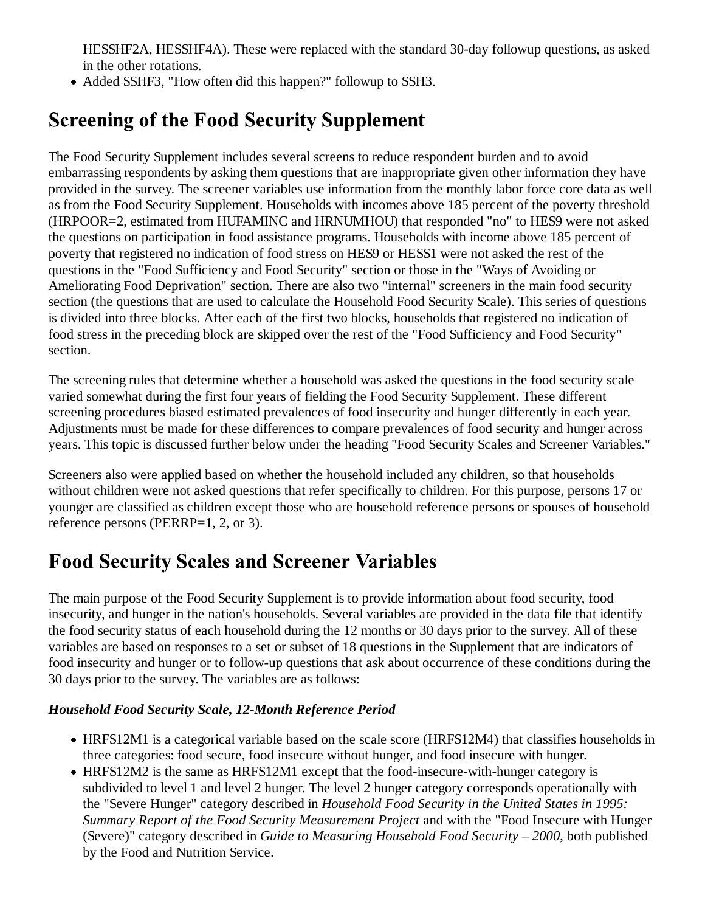HESSHF2A, HESSHF4A). These were replaced with the standard 30-day followup questions, as asked in the other rotations.
- Added SSHF3, "How often did this happen?" followup to SSH3.

## Screening of the Food Security Supplement

The Food Security Supplement includes several screens to reduce respondent burden and to avoid embarrassing respondents by asking them questions that are inappropriate given other information they have provided in the survey. The screener variables use information from the monthly labor force core data as well as from the Food Security Supplement. Households with incomes above 185 percent of the poverty threshold (HRPOOR=2, estimated from HUFAMINC and HRNUMHOU) that responded "no" to HES9 were not asked the questions on participation in food assistance programs. Households with income above 185 percent of poverty that registered no indication of food stress on HES9 or HESS1 were not asked the rest of the questions in the "Food Sufficiency and Food Security" section or those in the "Ways of Avoiding or Ameliorating Food Deprivation" section. There are also two "internal" screeners in the main food security section (the questions that are used to calculate the Household Food Security Scale). This series of questions is divided into three blocks. After each of the first two blocks, households that registered no indication of food stress in the preceding block are skipped over the rest of the "Food Sufficiency and Food Security" section.

The screening rules that determine whether a household was asked the questions in the food security scale varied somewhat during the first four years of fielding the Food Security Supplement. These different screening procedures biased estimated prevalences of food insecurity and hunger differently in each year. Adjustments must be made for these differences to compare prevalences of food security and hunger across years. This topic is discussed further below under the heading "Food Security Scales and Screener Variables."

Screeners also were applied based on whether the household included any children, so that households without children were not asked questions that refer specifically to children. For this purpose, persons 17 or younger are classified as children except those who are household reference persons or spouses of household reference persons (PERRP=1, 2, or 3).

## Food Security Scales and Screener Variables

The main purpose of the Food Security Supplement is to provide information about food security, food insecurity, and hunger in the nation's households. Several variables are provided in the data file that identify the food security status of each household during the 12 months or 30 days prior to the survey. All of these variables are based on responses to a set or subset of 18 questions in the Supplement that are indicators of food insecurity and hunger or to follow-up questions that ask about occurrence of these conditions during the 30 days prior to the survey. The variables are as follows:

***Household Food Security Scale, 12-Month Reference Period***

- HRFS12M1 is a categorical variable based on the scale score (HRFS12M4) that classifies households in three categories: food secure, food insecure without hunger, and food insecure with hunger.
- HRFS12M2 is the same as HRFS12M1 except that the food-insecure-with-hunger category is subdivided to level 1 and level 2 hunger. The level 2 hunger category corresponds operationally with the "Severe Hunger" category described in *Household Food Security in the United States in 1995: Summary Report of the Food Security Measurement Project* and with the "Food Insecure with Hunger (Severe)" category described in *Guide to Measuring Household Food Security – 2000*, both published by the Food and Nutrition Service.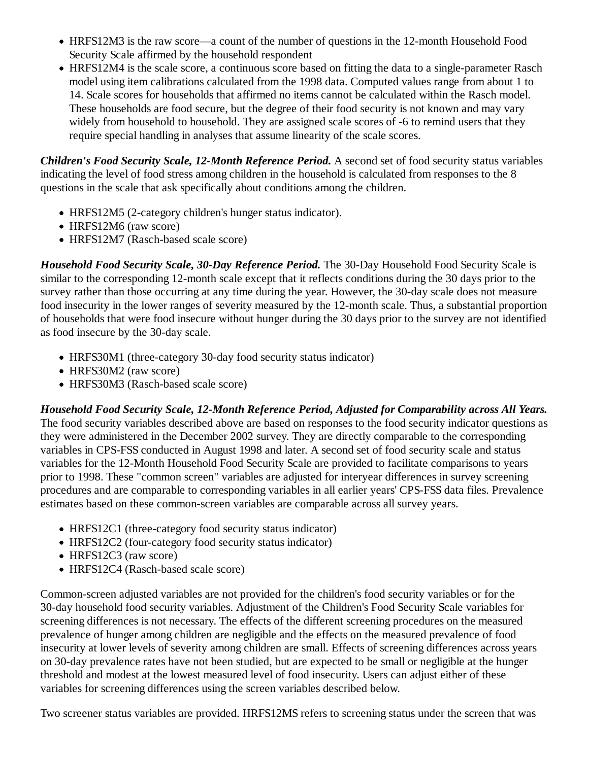- HRFS12M3 is the raw score—a count of the number of questions in the 12-month Household Food Security Scale affirmed by the household respondent
- HRFS12M4 is the scale score, a continuous score based on fitting the data to a single-parameter Rasch model using item calibrations calculated from the 1998 data. Computed values range from about 1 to 14. Scale scores for households that affirmed no items cannot be calculated within the Rasch model. These households are food secure, but the degree of their food security is not known and may vary widely from household to household. They are assigned scale scores of -6 to remind users that they require special handling in analyses that assume linearity of the scale scores.

***Children's Food Security Scale, 12-Month Reference Period.*** A second set of food security status variables indicating the level of food stress among children in the household is calculated from responses to the 8 questions in the scale that ask specifically about conditions among the children.

- HRFS12M5 (2-category children's hunger status indicator).
- HRFS12M6 (raw score)
- HRFS12M7 (Rasch-based scale score)

***Household Food Security Scale, 30-Day Reference Period.*** The 30-Day Household Food Security Scale is similar to the corresponding 12-month scale except that it reflects conditions during the 30 days prior to the survey rather than those occurring at any time during the year. However, the 30-day scale does not measure food insecurity in the lower ranges of severity measured by the 12-month scale. Thus, a substantial proportion of households that were food insecure without hunger during the 30 days prior to the survey are not identified as food insecure by the 30-day scale.

- HRFS30M1 (three-category 30-day food security status indicator)
- HRFS30M2 (raw score)
- HRFS30M3 (Rasch-based scale score)

***Household Food Security Scale, 12-Month Reference Period, Adjusted for Comparability across All Years.*** The food security variables described above are based on responses to the food security indicator questions as they were administered in the December 2002 survey. They are directly comparable to the corresponding variables in CPS-FSS conducted in August 1998 and later. A second set of food security scale and status variables for the 12-Month Household Food Security Scale are provided to facilitate comparisons to years prior to 1998. These "common screen" variables are adjusted for interyear differences in survey screening procedures and are comparable to corresponding variables in all earlier years' CPS-FSS data files. Prevalence estimates based on these common-screen variables are comparable across all survey years.

- HRFS12C1 (three-category food security status indicator)
- HRFS12C2 (four-category food security status indicator)
- HRFS12C3 (raw score)
- HRFS12C4 (Rasch-based scale score)

Common-screen adjusted variables are not provided for the children's food security variables or for the 30-day household food security variables. Adjustment of the Children's Food Security Scale variables for screening differences is not necessary. The effects of the different screening procedures on the measured prevalence of hunger among children are negligible and the effects on the measured prevalence of food insecurity at lower levels of severity among children are small. Effects of screening differences across years on 30-day prevalence rates have not been studied, but are expected to be small or negligible at the hunger threshold and modest at the lowest measured level of food insecurity. Users can adjust either of these variables for screening differences using the screen variables described below.

Two screener status variables are provided. HRFS12MS refers to screening status under the screen that was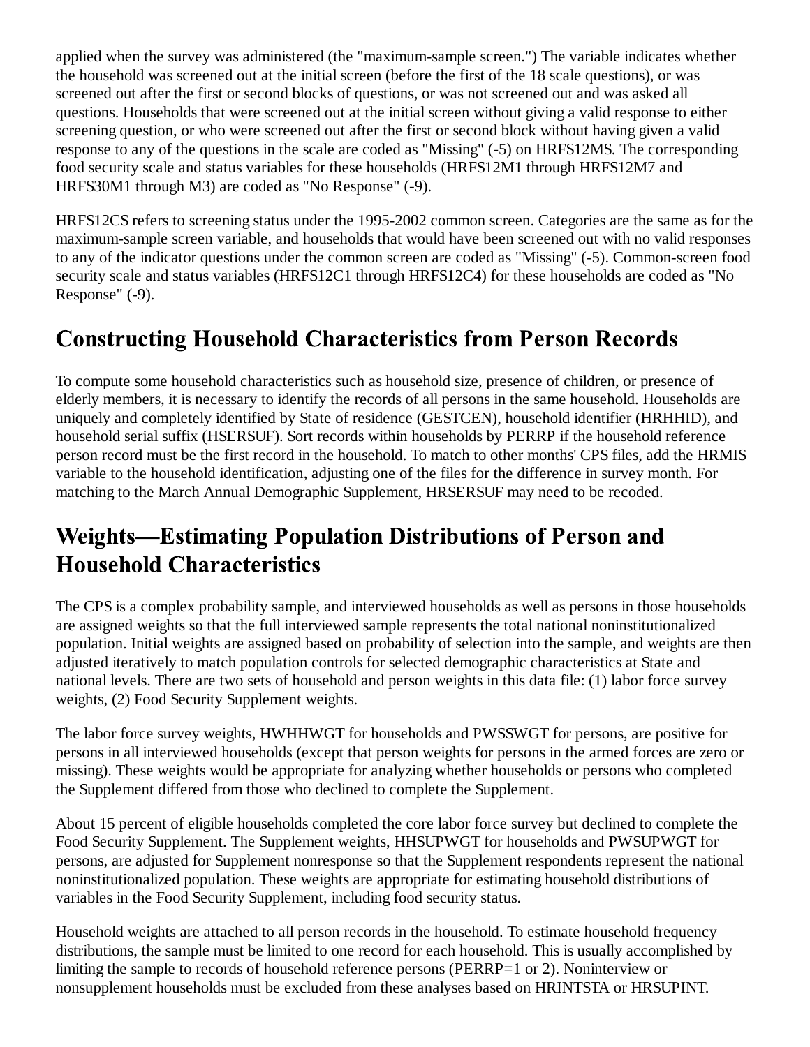applied when the survey was administered (the "maximum-sample screen.") The variable indicates whether the household was screened out at the initial screen (before the first of the 18 scale questions), or was screened out after the first or second blocks of questions, or was not screened out and was asked all questions. Households that were screened out at the initial screen without giving a valid response to either screening question, or who were screened out after the first or second block without having given a valid response to any of the questions in the scale are coded as "Missing" (-5) on HRFS12MS. The corresponding food security scale and status variables for these households (HRFS12M1 through HRFS12M7 and HRFS30M1 through M3) are coded as "No Response" (-9).

HRFS12CS refers to screening status under the 1995-2002 common screen. Categories are the same as for the maximum-sample screen variable, and households that would have been screened out with no valid responses to any of the indicator questions under the common screen are coded as "Missing" (-5). Common-screen food security scale and status variables (HRFS12C1 through HRFS12C4) for these households are coded as "No Response" (-9).

## Constructing Household Characteristics from Person Records

To compute some household characteristics such as household size, presence of children, or presence of elderly members, it is necessary to identify the records of all persons in the same household. Households are uniquely and completely identified by State of residence (GESTCEN), household identifier (HRHHID), and household serial suffix (HSERSUF). Sort records within households by PERRP if the household reference person record must be the first record in the household. To match to other months' CPS files, add the HRMIS variable to the household identification, adjusting one of the files for the difference in survey month. For matching to the March Annual Demographic Supplement, HRSERSUF may need to be recoded.

## Weights—Estimating Population Distributions of Person and Household Characteristics

The CPS is a complex probability sample, and interviewed households as well as persons in those households are assigned weights so that the full interviewed sample represents the total national noninstitutionalized population. Initial weights are assigned based on probability of selection into the sample, and weights are then adjusted iteratively to match population controls for selected demographic characteristics at State and national levels. There are two sets of household and person weights in this data file: (1) labor force survey weights, (2) Food Security Supplement weights.

The labor force survey weights, HWHHWGT for households and PWSSWGT for persons, are positive for persons in all interviewed households (except that person weights for persons in the armed forces are zero or missing). These weights would be appropriate for analyzing whether households or persons who completed the Supplement differed from those who declined to complete the Supplement.

About 15 percent of eligible households completed the core labor force survey but declined to complete the Food Security Supplement. The Supplement weights, HHSUPWGT for households and PWSUPWGT for persons, are adjusted for Supplement nonresponse so that the Supplement respondents represent the national noninstitutionalized population. These weights are appropriate for estimating household distributions of variables in the Food Security Supplement, including food security status.

Household weights are attached to all person records in the household. To estimate household frequency distributions, the sample must be limited to one record for each household. This is usually accomplished by limiting the sample to records of household reference persons (PERRP=1 or 2). Noninterview or nonsupplement households must be excluded from these analyses based on HRINTSTA or HRSUPINT.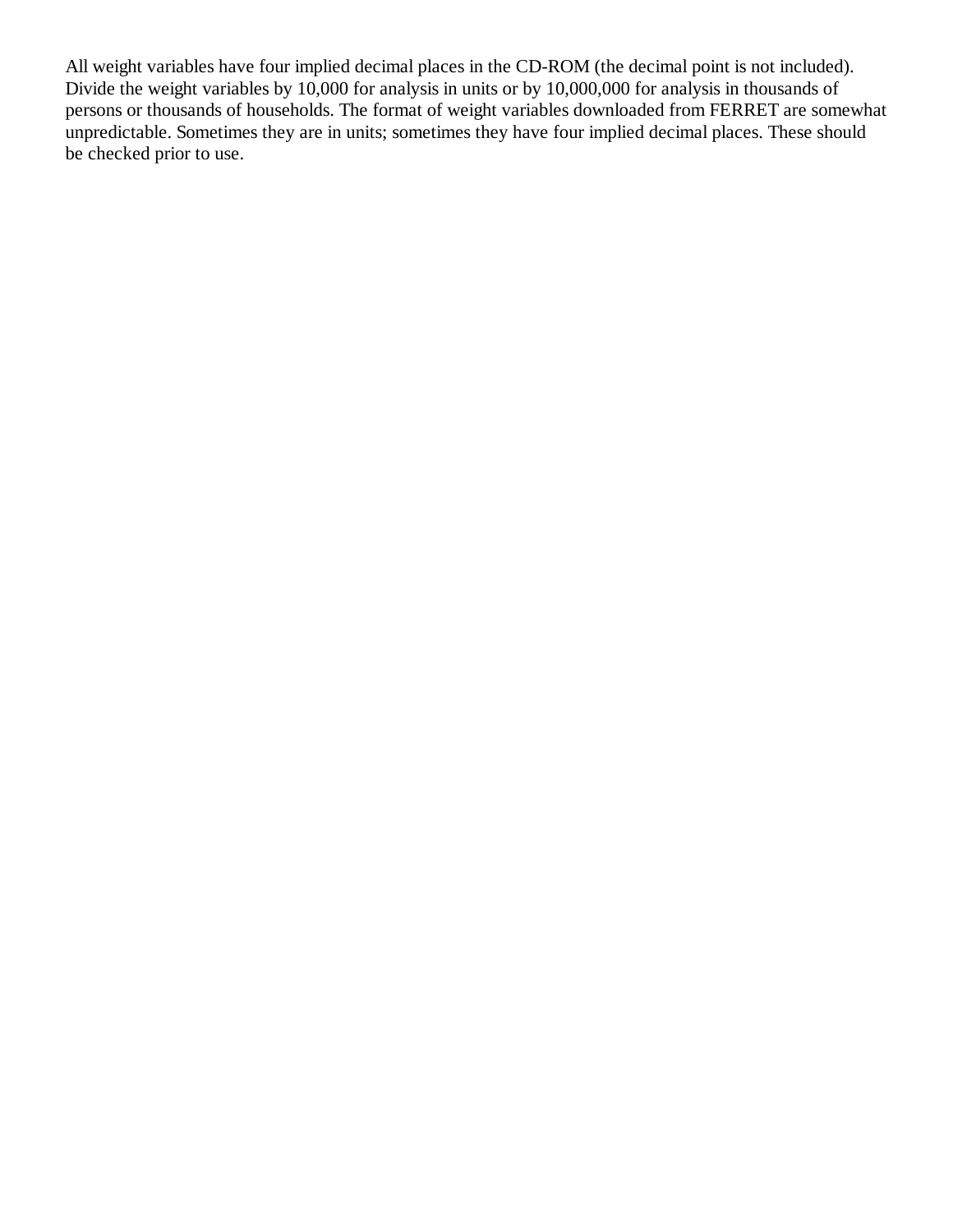All weight variables have four implied decimal places in the CD-ROM (the decimal point is not included). Divide the weight variables by 10,000 for analysis in units or by 10,000,000 for analysis in thousands of persons or thousands of households. The format of weight variables downloaded from FERRET are somewhat unpredictable. Sometimes they are in units; sometimes they have four implied decimal places. These should be checked prior to use.